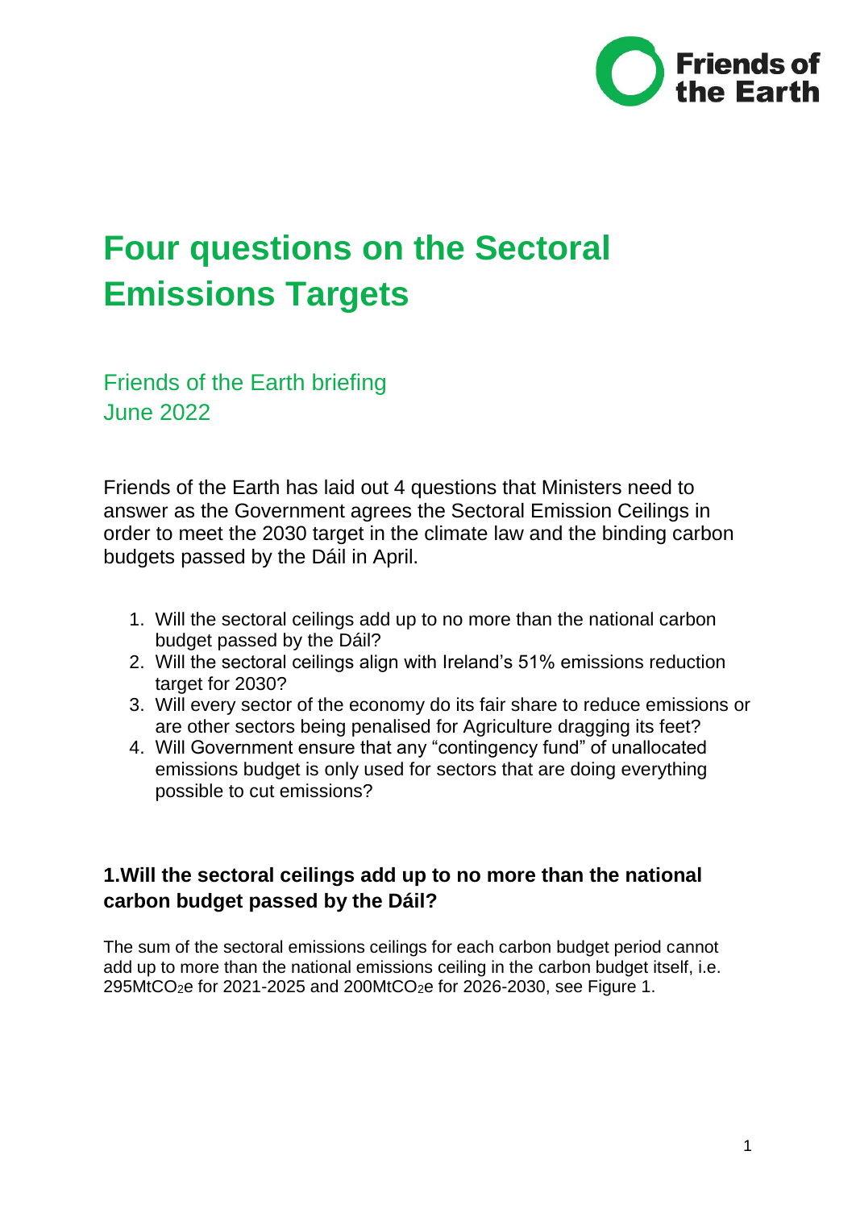# Four questions on the Sectoral Emissions Targets

Friends of the Earth briefing
June 2022

Friends of the Earth has laid out 4 questions that Ministers need to answer as the Government agrees the Sectoral Emission Ceilings in order to meet the 2030 target in the climate law and the binding carbon budgets passed by the Dáil in April.

1. Will the sectoral ceilings add up to no more than the national carbon budget passed by the Dáil?
2. Will the sectoral ceilings align with Ireland's 51% emissions reduction target for 2030?
3. Will every sector of the economy do its fair share to reduce emissions or are other sectors being penalised for Agriculture dragging its feet?
4. Will Government ensure that any "contingency fund" of unallocated emissions budget is only used for sectors that are doing everything possible to cut emissions?

## 1.Will the sectoral ceilings add up to no more than the national carbon budget passed by the Dáil?

The sum of the sectoral emissions ceilings for each carbon budget period cannot add up to more than the national emissions ceiling in the carbon budget itself, i.e. 295Mt$CO_2$e for 2021-2025 and 200Mt$CO_2$e for 2026-2030, see Figure 1.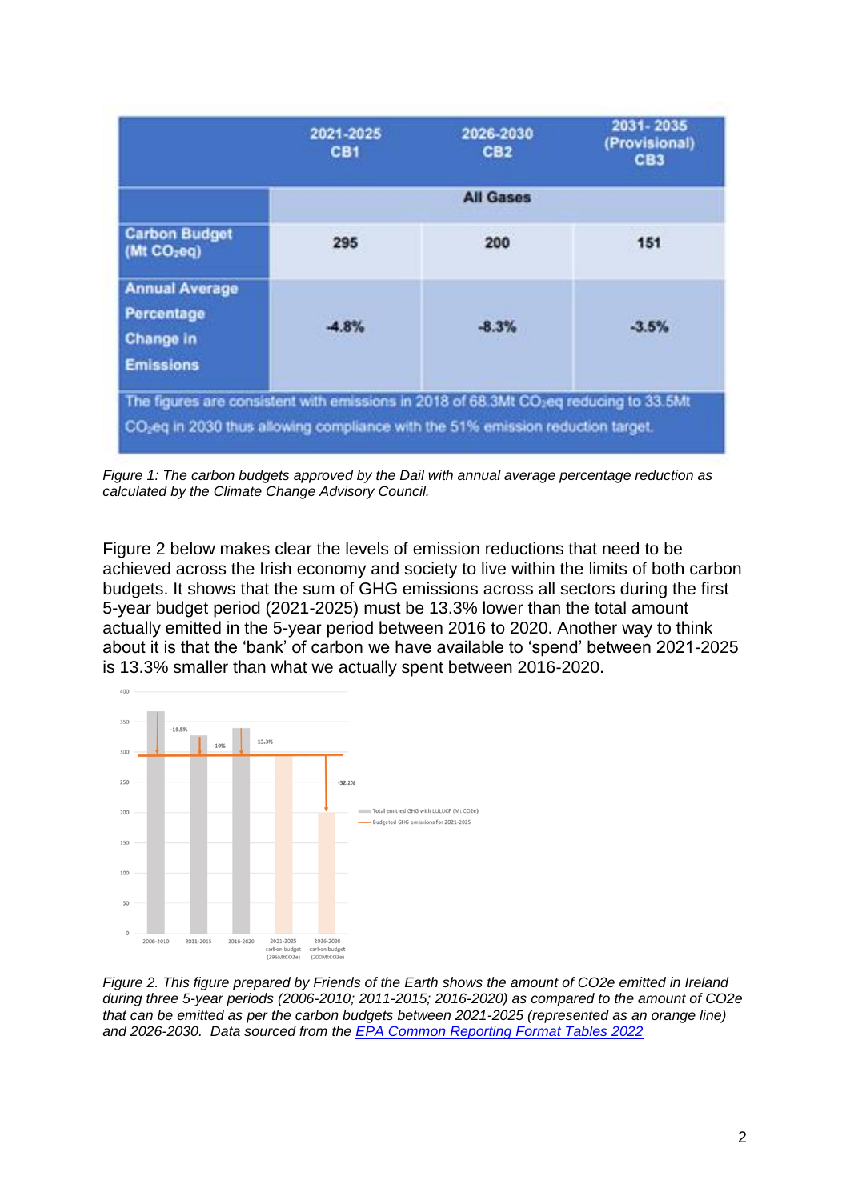|  | 2021-2025 CB1 | 2026-2030 CB2 | 2031- 2035 (Provisional) CB3 |
|---|---|---|---|
|  | All Gases |  |  |
| Carbon Budget (Mt $CO_2$eq) | 295 | 200 | 151 |
| Annual Average Percentage Change in Emissions | -4.8% | -8.3% | -3.5% |
| The figures are consistent with emissions in 2018 of 68.3Mt $CO_2$eq reducing to 33.5Mt $CO_2$eq in 2030 thus allowing compliance with the 51% emission reduction target. |  |  |  |

*Figure 1: The carbon budgets approved by the Dail with annual average percentage reduction as calculated by the Climate Change Advisory Council.*

Figure 2 below makes clear the levels of emission reductions that need to be achieved across the Irish economy and society to live within the limits of both carbon budgets. It shows that the sum of GHG emissions across all sectors during the first 5-year budget period (2021-2025) must be 13.3% lower than the total amount actually emitted in the 5-year period between 2016 to 2020. Another way to think about it is that the 'bank' of carbon we have available to 'spend' between 2021-2025 is 13.3% smaller than what we actually spent between 2016-2020.

*Figure 2. This figure prepared by Friends of the Earth shows the amount of CO2e emitted in Ireland during three 5-year periods (2006-2010; 2011-2015; 2016-2020) as compared to the amount of CO2e that can be emitted as per the carbon budgets between 2021-2025 (represented as an orange line) and 2026-2030. Data sourced from the [EPA Common Reporting Format Tables 2022](#)*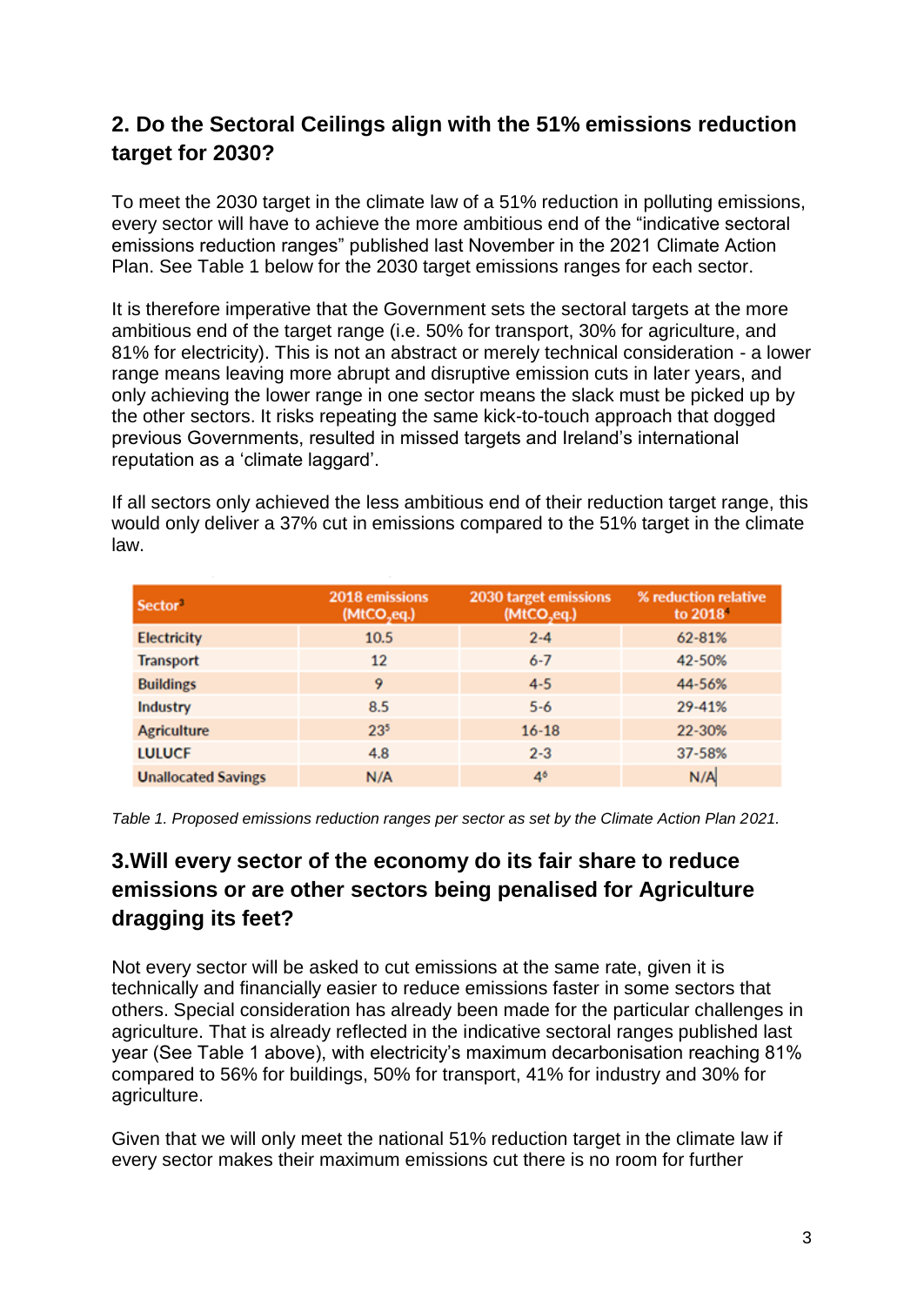## 2. Do the Sectoral Ceilings align with the 51% emissions reduction target for 2030?

To meet the 2030 target in the climate law of a 51% reduction in polluting emissions, every sector will have to achieve the more ambitious end of the "indicative sectoral emissions reduction ranges" published last November in the 2021 Climate Action Plan. See Table 1 below for the 2030 target emissions ranges for each sector.

It is therefore imperative that the Government sets the sectoral targets at the more ambitious end of the target range (i.e. 50% for transport, 30% for agriculture, and 81% for electricity). This is not an abstract or merely technical consideration - a lower range means leaving more abrupt and disruptive emission cuts in later years, and only achieving the lower range in one sector means the slack must be picked up by the other sectors. It risks repeating the same kick-to-touch approach that dogged previous Governments, resulted in missed targets and Ireland's international reputation as a 'climate laggard'.

If all sectors only achieved the less ambitious end of their reduction target range, this would only deliver a 37% cut in emissions compared to the 51% target in the climate law.

| Sector[3] | 2018 emissions ($MtCO_2eq.$) | 2030 target emissions ($MtCO_2eq.$) | % reduction relative to 2018[4] |
|---|---|---|---|
| Electricity | 10.5 | 2-4 | 62-81% |
| Transport | 12 | 6-7 | 42-50% |
| Buildings | 9 | 4-5 | 44-56% |
| Industry | 8.5 | 5-6 | 29-41% |
| Agriculture | 23[5] | 16-18 | 22-30% |
| LULUCF | 4.8 | 2-3 | 37-58% |
| Unallocated Savings | N/A | 4[6] | N/A |

*Table 1. Proposed emissions reduction ranges per sector as set by the Climate Action Plan 2021.*

## 3.Will every sector of the economy do its fair share to reduce emissions or are other sectors being penalised for Agriculture dragging its feet?

Not every sector will be asked to cut emissions at the same rate, given it is technically and financially easier to reduce emissions faster in some sectors that others. Special consideration has already been made for the particular challenges in agriculture. That is already reflected in the indicative sectoral ranges published last year (See Table 1 above), with electricity's maximum decarbonisation reaching 81% compared to 56% for buildings, 50% for transport, 41% for industry and 30% for agriculture.

Given that we will only meet the national 51% reduction target in the climate law if every sector makes their maximum emissions cut there is no room for further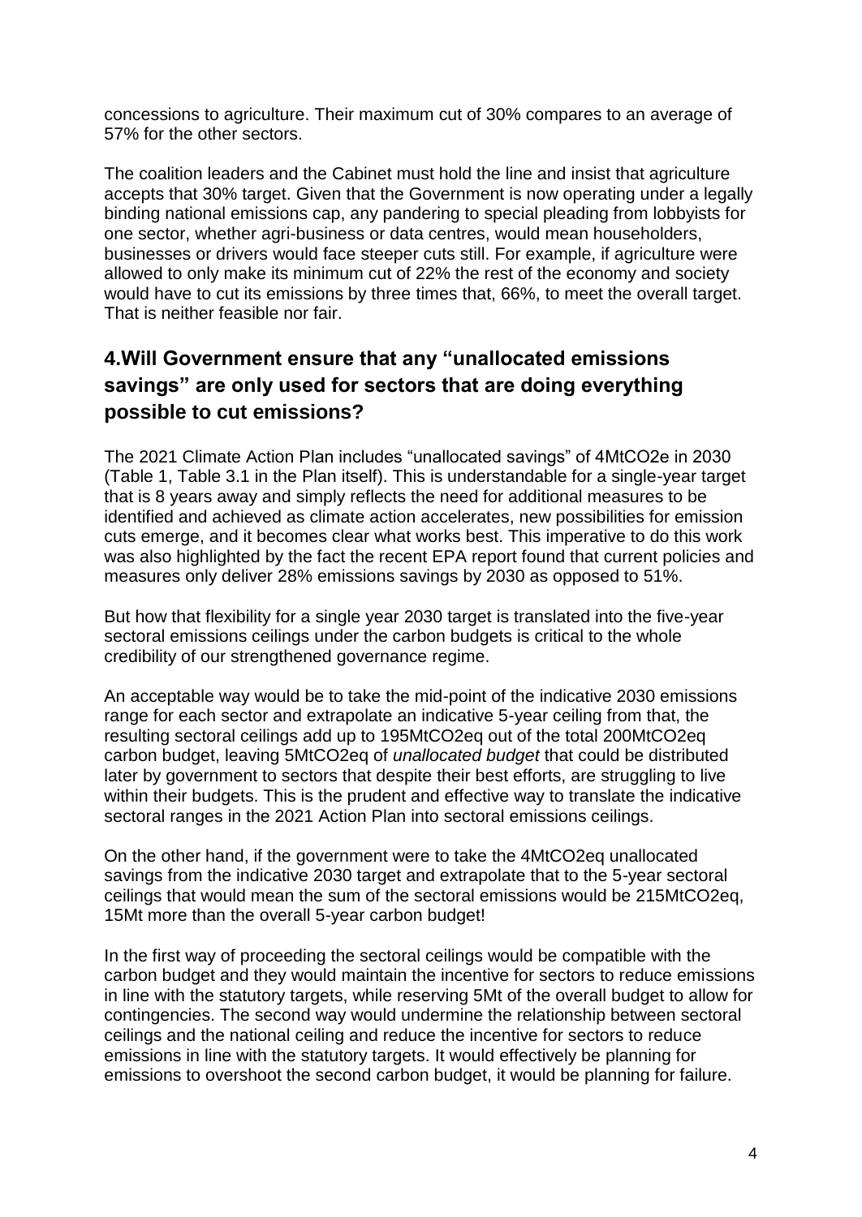concessions to agriculture. Their maximum cut of 30% compares to an average of 57% for the other sectors.

The coalition leaders and the Cabinet must hold the line and insist that agriculture accepts that 30% target. Given that the Government is now operating under a legally binding national emissions cap, any pandering to special pleading from lobbyists for one sector, whether agri-business or data centres, would mean householders, businesses or drivers would face steeper cuts still. For example, if agriculture were allowed to only make its minimum cut of 22% the rest of the economy and society would have to cut its emissions by three times that, 66%, to meet the overall target. That is neither feasible nor fair.

## 4.Will Government ensure that any "unallocated emissions savings" are only used for sectors that are doing everything possible to cut emissions?

The 2021 Climate Action Plan includes "unallocated savings" of 4MtCO2e in 2030 (Table 1, Table 3.1 in the Plan itself). This is understandable for a single-year target that is 8 years away and simply reflects the need for additional measures to be identified and achieved as climate action accelerates, new possibilities for emission cuts emerge, and it becomes clear what works best. This imperative to do this work was also highlighted by the fact the recent EPA report found that current policies and measures only deliver 28% emissions savings by 2030 as opposed to 51%.

But how that flexibility for a single year 2030 target is translated into the five-year sectoral emissions ceilings under the carbon budgets is critical to the whole credibility of our strengthened governance regime.

An acceptable way would be to take the mid-point of the indicative 2030 emissions range for each sector and extrapolate an indicative 5-year ceiling from that, the resulting sectoral ceilings add up to 195MtCO2eq out of the total 200MtCO2eq carbon budget, leaving 5MtCO2eq of *unallocated budget* that could be distributed later by government to sectors that despite their best efforts, are struggling to live within their budgets. This is the prudent and effective way to translate the indicative sectoral ranges in the 2021 Action Plan into sectoral emissions ceilings.

On the other hand, if the government were to take the 4MtCO2eq unallocated savings from the indicative 2030 target and extrapolate that to the 5-year sectoral ceilings that would mean the sum of the sectoral emissions would be 215MtCO2eq, 15Mt more than the overall 5-year carbon budget!

In the first way of proceeding the sectoral ceilings would be compatible with the carbon budget and they would maintain the incentive for sectors to reduce emissions in line with the statutory targets, while reserving 5Mt of the overall budget to allow for contingencies. The second way would undermine the relationship between sectoral ceilings and the national ceiling and reduce the incentive for sectors to reduce emissions in line with the statutory targets. It would effectively be planning for emissions to overshoot the second carbon budget, it would be planning for failure.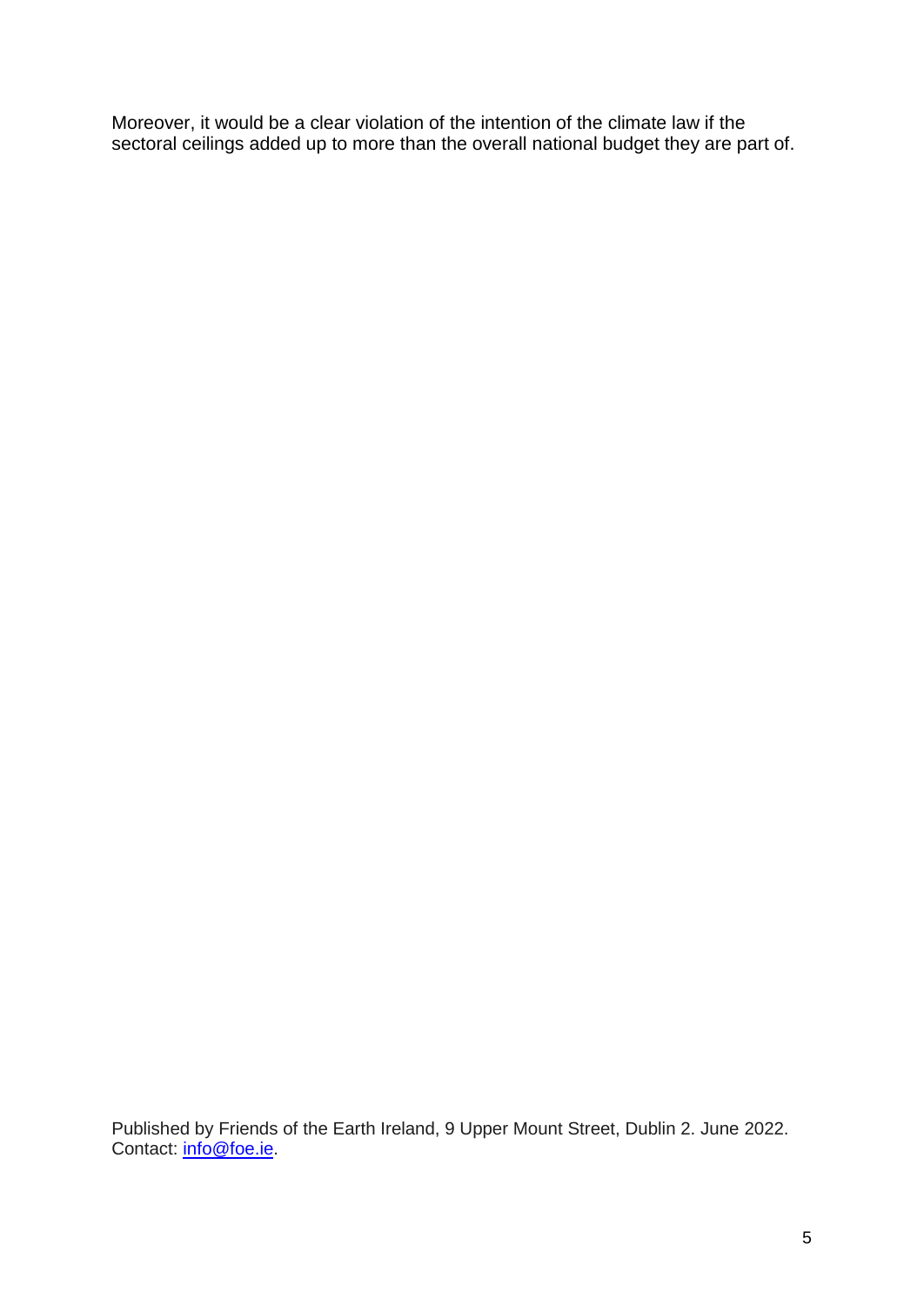Moreover, it would be a clear violation of the intention of the climate law if the sectoral ceilings added up to more than the overall national budget they are part of.

Published by Friends of the Earth Ireland, 9 Upper Mount Street, Dublin 2. June 2022. Contact: [info@foe.ie](mailto:info@foe.ie).